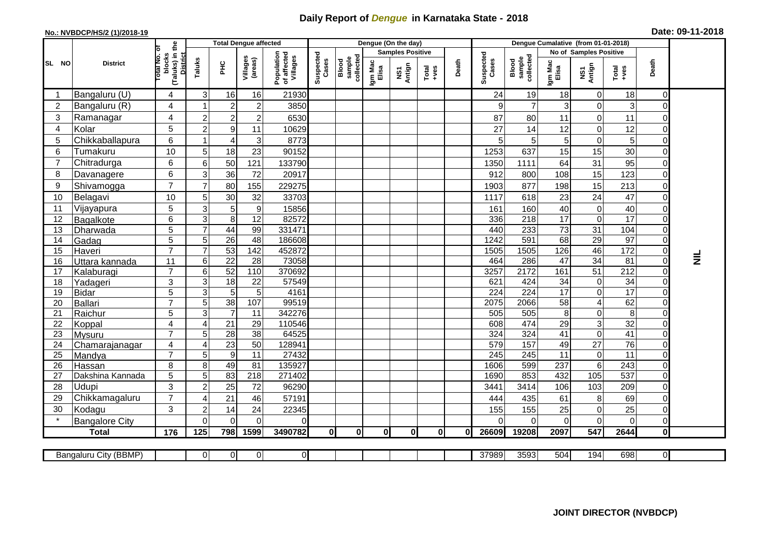# Daily Report of *Dengue* in Karnataka State - 2018

**No.: NVBDCP/HS/2 (1)/2018-19**

**Date: 09-11-2018**

| SL NO | District | Total No. of blocks (Taluks) in the District | Total Dengue affected | | | | Dengue (On the day) | | | | | | | Dengue Cumalative (from 01-01-2018) | | | | | | | |
|---|---|---|---|---|---|---|---|---|---|---|---|---|---|---|---|---|---|---|---|---|
| | | | Taluks | PHC | Villages (areas) | Population of affected Villages | Suspected Cases | Blood sample collected | Samples Positive | | | Death | Suspected Cases | Blood sample collected | No of Samples Positive | | | Death | |
| | | | | | | | | | Igm Mac Elisa | NS1 Antign | Total +ves | | | | Igm Mac Elisa | NS1 Antign | Total +ves | | |
| 1 | Bangaluru (U) | 4 | 3 | 16 | 16 | 21930 | | | | | | | 24 | 19 | 18 | 0 | 18 | 0 | NIL |
| 2 | Bangaluru (R) | 4 | 1 | 2 | 2 | 3850 | | | | | | | 9 | 7 | 3 | 0 | 3 | 0 | |
| 3 | Ramanagar | 4 | 2 | 2 | 2 | 6530 | | | | | | | 87 | 80 | 11 | 0 | 11 | 0 | |
| 4 | Kolar | 5 | 2 | 9 | 11 | 10629 | | | | | | | 27 | 14 | 12 | 0 | 12 | 0 | |
| 5 | Chikkaballapura | 6 | 1 | 4 | 3 | 8773 | | | | | | | 5 | 5 | 5 | 0 | 5 | 0 | |
| 6 | Tumakuru | 10 | 5 | 18 | 23 | 90152 | | | | | | | 1253 | 637 | 15 | 15 | 30 | 0 | |
| 7 | Chitradurga | 6 | 6 | 50 | 121 | 133790 | | | | | | | 1350 | 1111 | 64 | 31 | 95 | 0 | |
| 8 | Davanagere | 6 | 3 | 36 | 72 | 20917 | | | | | | | 912 | 800 | 108 | 15 | 123 | 0 | |
| 9 | Shivamogga | 7 | 7 | 80 | 155 | 229275 | | | | | | | 1903 | 877 | 198 | 15 | 213 | 0 | |
| 10 | Belagavi | 10 | 5 | 30 | 32 | 33703 | | | | | | | 1117 | 618 | 23 | 24 | 47 | 0 | |
| 11 | Vijayapura | 5 | 3 | 5 | 9 | 15856 | | | | | | | 161 | 160 | 40 | 0 | 40 | 0 | |
| 12 | Bagalkote | 6 | 3 | 8 | 12 | 82572 | | | | | | | 336 | 218 | 17 | 0 | 17 | 0 | |
| 13 | Dharwada | 5 | 7 | 44 | 99 | 331471 | | | | | | | 440 | 233 | 73 | 31 | 104 | 0 | |
| 14 | Gadag | 5 | 5 | 26 | 48 | 186608 | | | | | | | 1242 | 591 | 68 | 29 | 97 | 0 | |
| 15 | Haveri | 7 | 7 | 53 | 142 | 452872 | | | | | | | 1505 | 1505 | 126 | 46 | 172 | 0 | |
| 16 | Uttara kannada | 11 | 6 | 22 | 28 | 73058 | | | | | | | 464 | 286 | 47 | 34 | 81 | 0 | |
| 17 | Kalaburagi | 7 | 6 | 52 | 110 | 370692 | | | | | | | 3257 | 2172 | 161 | 51 | 212 | 0 | |
| 18 | Yadageri | 3 | 3 | 18 | 22 | 57549 | | | | | | | 621 | 424 | 34 | 0 | 34 | 0 | |
| 19 | Bidar | 5 | 3 | 5 | 5 | 4161 | | | | | | | 224 | 224 | 17 | 0 | 17 | 0 | |
| 20 | Ballari | 7 | 5 | 38 | 107 | 99519 | | | | | | | 2075 | 2066 | 58 | 4 | 62 | 0 | |
| 21 | Raichur | 5 | 3 | 7 | 11 | 342276 | | | | | | | 505 | 505 | 8 | 0 | 8 | 0 | |
| 22 | Koppal | 4 | 4 | 21 | 29 | 110546 | | | | | | | 608 | 474 | 29 | 3 | 32 | 0 | |
| 23 | Mysuru | 7 | 5 | 28 | 38 | 64525 | | | | | | | 324 | 324 | 41 | 0 | 41 | 0 | |
| 24 | Chamarajanagar | 4 | 4 | 23 | 50 | 128941 | | | | | | | 579 | 157 | 49 | 27 | 76 | 0 | |
| 25 | Mandya | 7 | 5 | 9 | 11 | 27432 | | | | | | | 245 | 245 | 11 | 0 | 11 | 0 | |
| 26 | Hassan | 8 | 8 | 49 | 81 | 135927 | | | | | | | 1606 | 599 | 237 | 6 | 243 | 0 | |
| 27 | Dakshina Kannada | 5 | 5 | 83 | 218 | 271402 | | | | | | | 1690 | 853 | 432 | 105 | 537 | 0 | |
| 28 | Udupi | 3 | 2 | 25 | 72 | 96290 | | | | | | | 3441 | 3414 | 106 | 103 | 209 | 0 | |
| 29 | Chikkamagaluru | 7 | 4 | 21 | 46 | 57191 | | | | | | | 444 | 435 | 61 | 8 | 69 | 0 | |
| 30 | Kodagu | 3 | 2 | 14 | 24 | 22345 | | | | | | | 155 | 155 | 25 | 0 | 25 | 0 | |
| * | Bangalore City | | 0 | 0 | 0 | 0 | | | | | | | 0 | 0 | 0 | 0 | 0 | 0 | |
| | **Total** | **176** | **125** | **798** | **1599** | **3490782** | **0** | **0** | **0** | **0** | **0** | **0** | **26609** | **19208** | **2097** | **547** | **2644** | **0** | |

| Bangaluru City (BBMP) | | 0 | 0 | 0 | 0 | | | | | | | 37989 | 3593 | 504 | 194 | 698 | 0 | |
|---|---|---|---|---|---|---|---|---|---|---|---|---|---|---|---|---|---|---|

**JOINT DIRECTOR (NVBDCP)**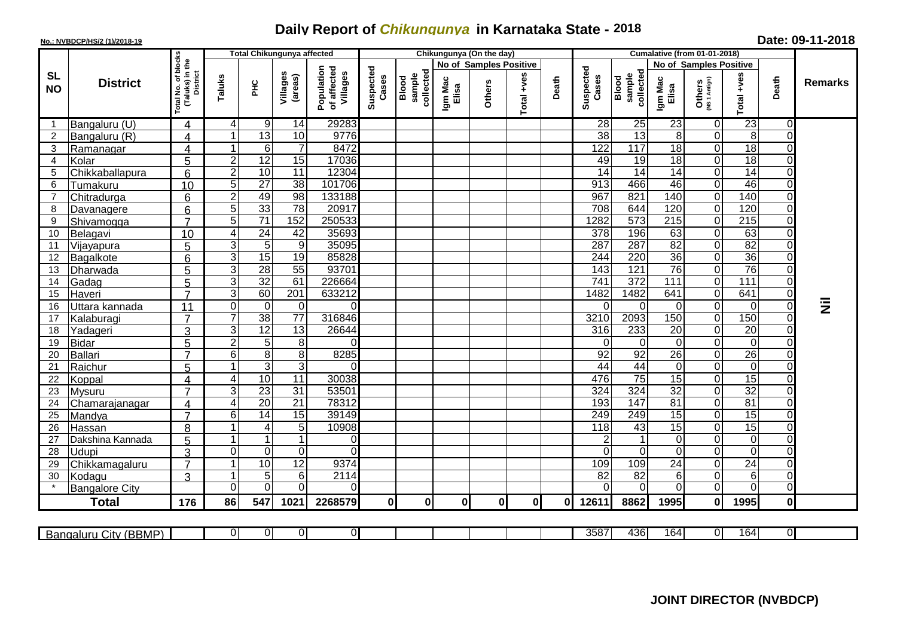# Daily Report of *Chikungunya* in Karnataka State - 2018

**No.: NVBDCP/HS/2 (1)/2018-19**

**Date: 09-11-2018**

| SL NO | District | Total No. of blocks (Taluks) in the District | Total Chikungunya affected | | | | Chikungunya (On the day) | | | | | | | Cumalative (from 01-01-2018) | | | | | | | Remarks |
|---|---|---|---|---|---|---|---|---|---|---|---|---|---|---|---|---|---|---|---|---|---|
| | | | | | | | | | No of Samples Positive | | | | | | | No of Samples Positive | | | | | |
| | | | Taluks | PHC | Villages (areas) | Population of affected Villages | Suspected Cases | Blood sample collected | Igm Mac Elisa | Others | Total +ves | Death | Suspected Cases | Blood sample collected | Igm Mac Elisa | Others (NS 1 Antign) | Total +ves | Death | |
| 1 | Bangaluru (U) | 4 | 4 | 9 | 14 | 29283 | | | | | | | 28 | 25 | 23 | 0 | 23 | 0 | Nil |
| 2 | Bangaluru (R) | 4 | 1 | 13 | 10 | 9776 | | | | | | | 38 | 13 | 8 | 0 | 8 | 0 | |
| 3 | Ramanagar | 4 | 1 | 6 | 7 | 8472 | | | | | | | 122 | 117 | 18 | 0 | 18 | 0 | |
| 4 | Kolar | 5 | 2 | 12 | 15 | 17036 | | | | | | | 49 | 19 | 18 | 0 | 18 | 0 | |
| 5 | Chikkaballapura | 6 | 2 | 10 | 11 | 12304 | | | | | | | 14 | 14 | 14 | 0 | 14 | 0 | |
| 6 | Tumakuru | 10 | 5 | 27 | 38 | 101706 | | | | | | | 913 | 466 | 46 | 0 | 46 | 0 | |
| 7 | Chitradurga | 6 | 2 | 49 | 98 | 133188 | | | | | | | 967 | 821 | 140 | 0 | 140 | 0 | |
| 8 | Davanagere | 6 | 5 | 33 | 78 | 20917 | | | | | | | 708 | 644 | 120 | 0 | 120 | 0 | |
| 9 | Shivamogga | 7 | 5 | 71 | 152 | 250533 | | | | | | | 1282 | 573 | 215 | 0 | 215 | 0 | |
| 10 | Belagavi | 10 | 4 | 24 | 42 | 35693 | | | | | | | 378 | 196 | 63 | 0 | 63 | 0 | |
| 11 | Vijayapura | 5 | 3 | 5 | 9 | 35095 | | | | | | | 287 | 287 | 82 | 0 | 82 | 0 | |
| 12 | Bagalkote | 6 | 3 | 15 | 19 | 85828 | | | | | | | 244 | 220 | 36 | 0 | 36 | 0 | |
| 13 | Dharwada | 5 | 3 | 28 | 55 | 93701 | | | | | | | 143 | 121 | 76 | 0 | 76 | 0 | |
| 14 | Gadag | 5 | 3 | 32 | 61 | 226664 | | | | | | | 741 | 372 | 111 | 0 | 111 | 0 | |
| 15 | Haveri | 7 | 3 | 60 | 201 | 633212 | | | | | | | 1482 | 1482 | 641 | 0 | 641 | 0 | |
| 16 | Uttara kannada | 11 | 0 | 0 | 0 | 0 | | | | | | | 0 | 0 | 0 | 0 | 0 | 0 | |
| 17 | Kalaburagi | 7 | 7 | 38 | 77 | 316846 | | | | | | | 3210 | 2093 | 150 | 0 | 150 | 0 | |
| 18 | Yadageri | 3 | 3 | 12 | 13 | 26644 | | | | | | | 316 | 233 | 20 | 0 | 20 | 0 | |
| 19 | Bidar | 5 | 2 | 5 | 8 | 0 | | | | | | | 0 | 0 | 0 | 0 | 0 | 0 | |
| 20 | Ballari | 7 | 6 | 8 | 8 | 8285 | | | | | | | 92 | 92 | 26 | 0 | 26 | 0 | |
| 21 | Raichur | 5 | 1 | 3 | 3 | 0 | | | | | | | 44 | 44 | 0 | 0 | 0 | 0 | |
| 22 | Koppal | 4 | 4 | 10 | 11 | 30038 | | | | | | | 476 | 75 | 15 | 0 | 15 | 0 | |
| 23 | Mysuru | 7 | 3 | 23 | 31 | 53501 | | | | | | | 324 | 324 | 32 | 0 | 32 | 0 | |
| 24 | Chamarajanagar | 4 | 4 | 20 | 21 | 78312 | | | | | | | 193 | 147 | 81 | 0 | 81 | 0 | |
| 25 | Mandya | 7 | 6 | 14 | 15 | 39149 | | | | | | | 249 | 249 | 15 | 0 | 15 | 0 | |
| 26 | Hassan | 8 | 1 | 4 | 5 | 10908 | | | | | | | 118 | 43 | 15 | 0 | 15 | 0 | |
| 27 | Dakshina Kannada | 5 | 1 | 1 | 1 | 0 | | | | | | | 2 | 1 | 0 | 0 | 0 | 0 | |
| 28 | Udupi | 3 | 0 | 0 | 0 | 0 | | | | | | | 0 | 0 | 0 | 0 | 0 | 0 | |
| 29 | Chikkamagaluru | 7 | 1 | 10 | 12 | 9374 | | | | | | | 109 | 109 | 24 | 0 | 24 | 0 | |
| 30 | Kodagu | 3 | 1 | 5 | 6 | 2114 | | | | | | | 82 | 82 | 6 | 0 | 6 | 0 | |
| * | Bangalore City | | 0 | 0 | 0 | 0 | | | | | | | 0 | 0 | 0 | 0 | 0 | 0 | |
| | **Total** | **176** | **86** | **547** | **1021** | **2268579** | **0** | **0** | **0** | **0** | **0** | **0** | **12611** | **8862** | **1995** | **0** | **1995** | **0** | |

| | | | | | | | | | | | | | | | | | | |
|---|---|---|---|---|---|---|---|---|---|---|---|---|---|---|---|---|---|---|
| Bangaluru City (BBMP) | | 0 | 0 | 0 | 0 | | | | | | | 3587 | 436 | 164 | 0 | 164 | 0 | |

**JOINT DIRECTOR (NVBDCP)**